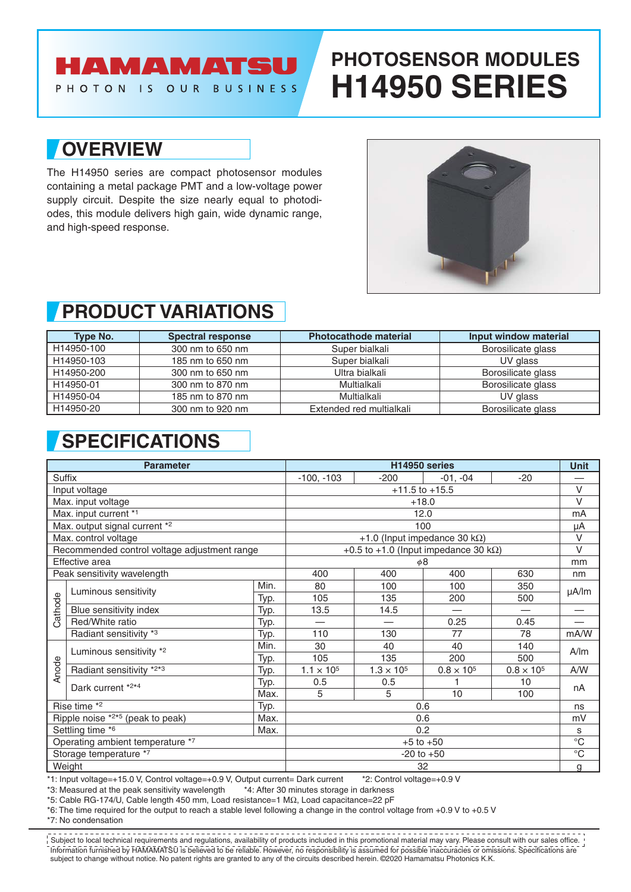HAMAMATSU

PHOTON IS OUR BUSINESS

# PHOTOSENSOR MODULES H14950 SERIES

## OVERVIEW

The H14950 series are compact photosensor modules containing a metal package PMT and a low-voltage power supply circuit. Despite the size nearly equal to photodiodes, this module delivers high gain, wide dynamic range, and high-speed response.

## PRODUCT VARIATIONS

| Type No. | Spectral response | Photocathode material | Input window material |
|---|---|---|---|
| H14950-100 | 300 nm to 650 nm | Super bialkali | Borosilicate glass |
| H14950-103 | 185 nm to 650 nm | Super bialkali | UV glass |
| H14950-200 | 300 nm to 650 nm | Ultra bialkali | Borosilicate glass |
| H14950-01 | 300 nm to 870 nm | Multialkali | Borosilicate glass |
| H14950-04 | 185 nm to 870 nm | Multialkali | UV glass |
| H14950-20 | 300 nm to 920 nm | Extended red multialkali | Borosilicate glass |

## SPECIFICATIONS

| Parameter | | | H14950 series | | | | Unit |
|---|---|---|---|---|---|---|---|
| Suffix | | | -100, -103 | -200 | -01, -04 | -20 | — |
| Input voltage | | | +11.5 to +15.5 | | | | V |
| Max. input voltage | | | +18.0 | | | | V |
| Max. input current *1 | | | 12.0 | | | | mA |
| Max. output signal current *2 | | | 100 | | | | μA |
| Max. control voltage | | | +1.0 (Input impedance 30 kΩ) | | | | V |
| Recommended control voltage adjustment range | | | +0.5 to +1.0 (Input impedance 30 kΩ) | | | | V |
| Effective area | | | $\phi$8 | | | | mm |
| Peak sensitivity wavelength | | | 400 | 400 | 400 | 630 | nm |
| Cathode | Luminous sensitivity | Min. | 80 | 100 | 100 | 350 | μA/lm |
| | | Typ. | 105 | 135 | 200 | 500 | |
| | Blue sensitivity index | Typ. | 13.5 | 14.5 | — | — | — |
| | Red/White ratio | Typ. | — | — | 0.25 | 0.45 | — |
| | Radiant sensitivity *3 | Typ. | 110 | 130 | 77 | 78 | mA/W |
| Anode | Luminous sensitivity *2 | Min. | 30 | 40 | 40 | 140 | A/lm |
| | | Typ. | 105 | 135 | 200 | 500 | |
| | Radiant sensitivity *2*3 | Typ. | $1.1 \times 10^5$ | $1.3 \times 10^5$ | $0.8 \times 10^5$ | $0.8 \times 10^5$ | A/W |
| | Dark current *2*4 | Typ. | 0.5 | 0.5 | 1 | 10 | nA |
| | | Max. | 5 | 5 | 10 | 100 | |
| Rise time *2 | | Typ. | 0.6 | | | | ns |
| Ripple noise *2*5 (peak to peak) | | Max. | 0.6 | | | | mV |
| Settling time *6 | | Max. | 0.2 | | | | s |
| Operating ambient temperature *7 | | | +5 to +50 | | | | °C |
| Storage temperature *7 | | | -20 to +50 | | | | °C |
| Weight | | | 32 | | | | g |

*1: Input voltage=+15.0 V, Control voltage=+0.9 V, Output current= Dark current
*2: Control voltage=+0.9 V
*3: Measured at the peak sensitivity wavelength
*4: After 30 minutes storage in darkness
*5: Cable RG-174/U, Cable length 450 mm, Load resistance=1 MΩ, Load capacitance=22 pF
*6: The time required for the output to reach a stable level following a change in the control voltage from +0.9 V to +0.5 V
*7: No condensation

Subject to local technical requirements and regulations, availability of products included in this promotional material may vary. Please consult with our sales office. Information furnished by HAMAMATSU is believed to be reliable. However, no responsibility is assumed for possible inaccuracies or omissions. Specifications are subject to change without notice. No patent rights are granted to any of the circuits described herein. ©2020 Hamamatsu Photonics K.K.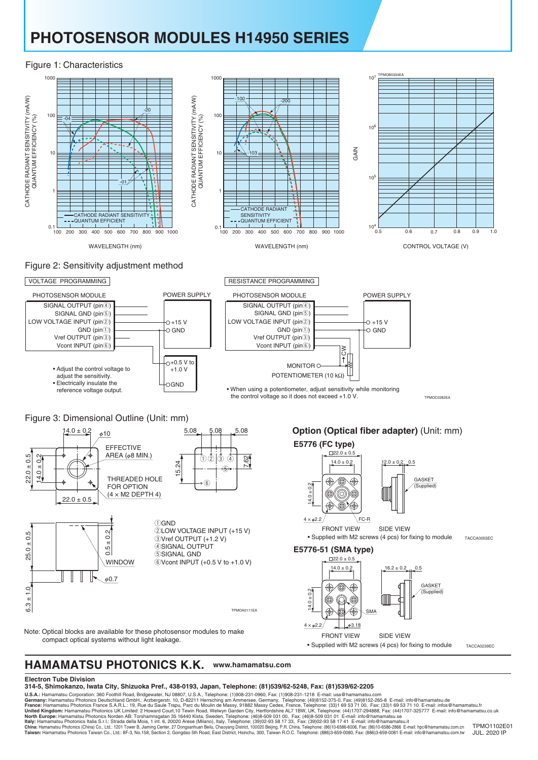# PHOTOSENSOR MODULES H14950 SERIES

Figure 1: Characteristics

CATHODE RADIANT SENSITIVITY (mA/W)
QUANTUM EFFICIENCY (%)

1000
100
10
1
0.1

-04
-20
-01

CATHODE RADIANT SENSITIVITY
QUANTUM EFFICIENT

100 200 300 400 500 600 700 800 900 1000

WAVELENGTH (nm)

CATHODE RADIANT SENSITIVITY (mA/W)
QUANTUM EFFICIENCY (%)

1000
100
10
1
0.1

-100
-200
-103

CATHODE RADIANT SENSITIVITY
QUANTUM EFFICIENT

100 200 300 400 500 600 700 800 900 1000

WAVELENGTH (nm)

TPMOB0334EA

GAIN

$10^7$
$10^6$
$10^5$
$10^4$

0.5 0.6 0.7 0.8 0.9 1.0

CONTROL VOLTAGE (V)

Figure 2: Sensitivity adjustment method

VOLTAGE PROGRAMMING

PHOTOSENSOR MODULE

SIGNAL OUTPUT (pin④)
SIGNAL GND (pin⑤)
LOW VOLTAGE INPUT (pin②)
GND (pin①)
Vref OUTPUT (pin③)
Vcont INPUT (pin⑥)

POWER SUPPLY

+15 V
GND

+0.5 V to +1.0 V
GND

- Adjust the control voltage to adjust the sensitivity.
- Electrically insulate the reference voltage output.

RESISTANCE PROGRAMMING

PHOTOSENSOR MODULE

SIGNAL OUTPUT (pin④)
SIGNAL GND (pin⑤)
LOW VOLTAGE INPUT (pin②)
GND (pin①)
Vref OUTPUT (pin③)
Vcont INPUT (pin⑥)

POWER SUPPLY

+15 V
GND

CW

MONITOR

POTENTIOMETER (10 kΩ)

- When using a potentiometer, adjust sensitivity while monitoring the control voltage so it does not exceed +1.0 V.

TPMOC0282EA

Figure 3: Dimensional Outline (Unit: mm)

14.0 ± 0.2
ϕ10
EFFECTIVE AREA (ϕ8 MIN.)
22.0 ± 0.5
14.0 ± 0.2
THREADED HOLE FOR OPTION (4 × M2 DEPTH 4)
22.0 ± 0.5

5.08 5.08 5.08
15.24
7.62
① ② ③ ④ ⑤ ⑥

25.0 ± 0.5
0.5 ± 0.2
WINDOW
ϕ0.7
6.3 ± 1.0

①GND
②LOW VOLTAGE INPUT (+15 V)
③Vref OUTPUT (+1.2 V)
④SIGNAL OUTPUT
⑤SIGNAL GND
⑥Vcont INPUT (+0.5 V to +1.0 V)

TPMOA0111EA

Note: Optical blocks are available for these photosensor modules to make compact optical systems without light leakage.

## **Option (Optical fiber adapter)** (Unit: mm)

### E5776 (FC type)

□22.0 ± 0.5
14.0 ± 0.2
14.0 ± 0.2
4 × ϕ2.2
FC-R
12.0 ± 0.2
0.5
GASKET (Supplied)

FRONT VIEW SIDE VIEW

- Supplied with M2 screws (4 pcs) for fixing to module

TACCA0055EC

### E5776-51 (SMA type)

□22.0 ± 0.5
14.0 ± 0.2
14.0 ± 0.2
4 × ϕ2.2
ϕ3.18
SMA
16.2 ± 0.2
0.5
GASKET (Supplied)

FRONT VIEW SIDE VIEW

- Supplied with M2 screws (4 pcs) for fixing to module

TACCA0239EC

## HAMAMATSU PHOTONICS K.K. www.hamamatsu.com

**Electron Tube Division**
**314-5, Shimokanzo, Iwata City, Shizuoka Pref., 438-0193, Japan, Telephone: (81)539/62-5248, Fax: (81)539/62-2205**

**U.S.A.:** Hamamatsu Corporation: 360 Foothill Road, Bridgewater, NJ 08807, U.S.A., Telephone: (1)908-231-0960, Fax: (1)908-231-1218 E-mail: usa@hamamatsu.com
**Germany:** Hamamatsu Photonics Deutschland GmbH.: Arzbergerstr. 10, D-82211 Herrsching am Ammersee, Germany, Telephone: (49)8152-375-0, Fax: (49)8152-265-8 E-mail: info@hamamatsu.de
**France:** Hamamatsu Photonics France S.A.R.L.: 19, Rue du Saule Trapu, Parc du Moulin de Massy, 91882 Massy Cedex, France, Telephone: (33)1 69 53 71 00, Fax: (33)1 69 53 71 10 E-mail: infos@hamamatsu.fr
**United Kingdom:** Hamamatsu Photonics UK Limited: 2 Howard Court,10 Tewin Road, Welwyn Garden City, Hertfordshire AL7 1BW, UK, Telephone: (44)1707-294888, Fax: (44)1707-325777 E-mail: info@hamamatsu.co.uk
**North Europe:** Hamamatsu Photonics Norden AB: Torshamnsgatan 35 16440 Kista, Sweden, Telephone: (46)8-509 031 00, Fax: (46)8-509 031 01 E-mail: info@hamamatsu.se
**Italy:** Hamamatsu Photonics Italia S.r.l.: Strada della Moia, 1 int. 6, 20020 Arese (Milano), Italy, Telephone: (39)02-93 58 17 33, Fax: (39)02-93 58 17 41 E-mail: info@hamamatsu.it
**China:** Hamamatsu Photonics (China) Co., Ltd.: 1201 Tower B, Jiaming Center, 27 Dongsanhuan Beilu, Chaoyang District, 100020 Beijing, P.R. China, Telephone: (86)10-6586-6006, Fax: (86)10-6586-2866 E-mail: hpc@hamamatsu.com.cn
**Taiwan:** Hamamatsu Photonics Taiwan Co., Ltd.: 8F-3, No.158, Section 2, Gongdao 5th Road, East District, Hsinchu, 300, Taiwan R.O.C. Telephone: (886)3-659-0080, Fax: (886)3-659-0081 E-mail: info@hamamatsu.com.tw

TPMO1102E01
JUL. 2020 IP